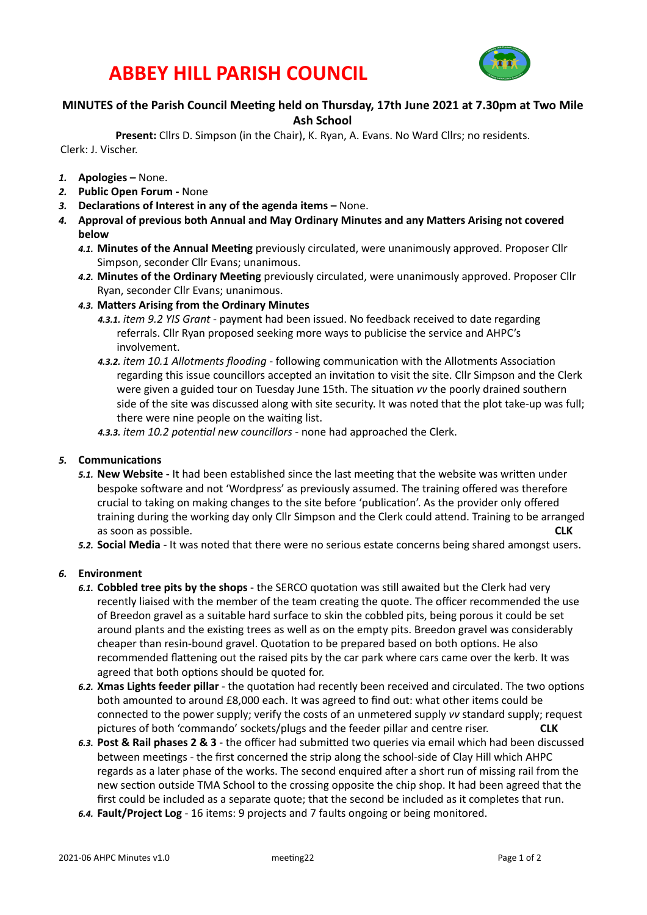# ABBEY HILL PARISH COUNCIL

## MINUTES of the Parish Council Meeting held on Thursday, 17th June 2021 at 7.30pm at Two Mile Ash School

**Present:** Cllrs D. Simpson (in the Chair), K. Ryan, A. Evans. No Ward Cllrs; no residents.
Clerk: J. Vischer.

1. **Apologies –** None.
2. **Public Open Forum -** None
3. **Declarations of Interest in any of the agenda items –** None.
4. **Approval of previous both Annual and May Ordinary Minutes and any Matters Arising not covered below**
   - *4.1.* **Minutes of the Annual Meeting** previously circulated, were unanimously approved. Proposer Cllr Simpson, seconder Cllr Evans; unanimous.
   - *4.2.* **Minutes of the Ordinary Meeting** previously circulated, were unanimously approved. Proposer Cllr Ryan, seconder Cllr Evans; unanimous.
   - *4.3.* **Matters Arising from the Ordinary Minutes**
     - *4.3.1. item 9.2 YIS Grant* - payment had been issued. No feedback received to date regarding referrals. Cllr Ryan proposed seeking more ways to publicise the service and AHPC's involvement.
     - *4.3.2. item 10.1 Allotments flooding* - following communication with the Allotments Association regarding this issue councillors accepted an invitation to visit the site. Cllr Simpson and the Clerk were given a guided tour on Tuesday June 15th. The situation *vv* the poorly drained southern side of the site was discussed along with site security. It was noted that the plot take-up was full; there were nine people on the waiting list.
     - *4.3.3. item 10.2 potential new councillors* - none had approached the Clerk.

5. **Communications**
   - *5.1.* **New Website -** It had been established since the last meeting that the website was written under bespoke software and not 'Wordpress' as previously assumed. The training offered was therefore crucial to taking on making changes to the site before 'publication'. As the provider only offered training during the working day only Cllr Simpson and the Clerk could attend. Training to be arranged as soon as possible. **CLK**
   - *5.2.* **Social Media** - It was noted that there were no serious estate concerns being shared amongst users.

6. **Environment**
   - *6.1.* **Cobbled tree pits by the shops** - the SERCO quotation was still awaited but the Clerk had very recently liaised with the member of the team creating the quote. The officer recommended the use of Breedon gravel as a suitable hard surface to skin the cobbled pits, being porous it could be set around plants and the existing trees as well as on the empty pits. Breedon gravel was considerably cheaper than resin-bound gravel. Quotation to be prepared based on both options. He also recommended flattening out the raised pits by the car park where cars came over the kerb. It was agreed that both options should be quoted for.
   - *6.2.* **Xmas Lights feeder pillar** - the quotation had recently been received and circulated. The two options both amounted to around £8,000 each. It was agreed to find out: what other items could be connected to the power supply; verify the costs of an unmetered supply *vv* standard supply; request pictures of both 'commando' sockets/plugs and the feeder pillar and centre riser. **CLK**
   - *6.3.* **Post & Rail phases 2 & 3** - the officer had submitted two queries via email which had been discussed between meetings - the first concerned the strip along the school-side of Clay Hill which AHPC regards as a later phase of the works. The second enquired after a short run of missing rail from the new section outside TMA School to the crossing opposite the chip shop. It had been agreed that the first could be included as a separate quote; that the second be included as it completes that run.
   - *6.4.* **Fault/Project Log** - 16 items: 9 projects and 7 faults ongoing or being monitored.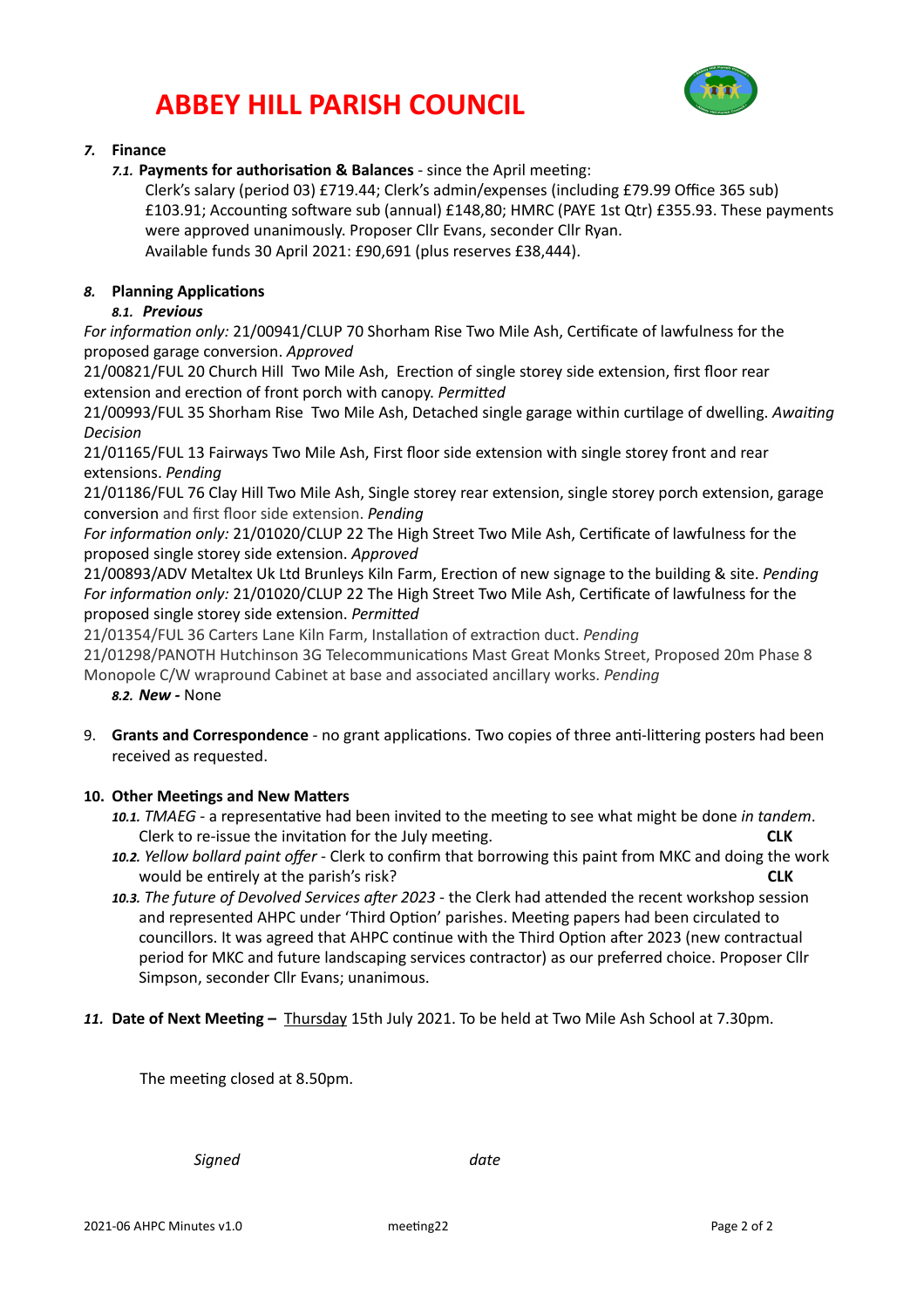# ABBEY HILL PARISH COUNCIL

*7.* **Finance**

*7.1.* **Payments for authorisation & Balances** - since the April meeting:
Clerk's salary (period 03) £719.44; Clerk's admin/expenses (including £79.99 Office 365 sub) £103.91; Accounting software sub (annual) £148,80; HMRC (PAYE 1st Qtr) £355.93. These payments were approved unanimously. Proposer Cllr Evans, seconder Cllr Ryan.
Available funds 30 April 2021: £90,691 (plus reserves £38,444).

*8.* **Planning Applications**

*8.1.* ***Previous***

*For information only:* 21/00941/CLUP 70 Shorham Rise Two Mile Ash, Certificate of lawfulness for the proposed garage conversion. *Approved*

21/00821/FUL 20 Church Hill Two Mile Ash, Erection of single storey side extension, first floor rear extension and erection of front porch with canopy. *Permitted*

21/00993/FUL 35 Shorham Rise Two Mile Ash, Detached single garage within curtilage of dwelling. *Awaiting Decision*

21/01165/FUL 13 Fairways Two Mile Ash, First floor side extension with single storey front and rear extensions. *Pending*

21/01186/FUL 76 Clay Hill Two Mile Ash, Single storey rear extension, single storey porch extension, garage conversion and first floor side extension. *Pending*

*For information only:* 21/01020/CLUP 22 The High Street Two Mile Ash, Certificate of lawfulness for the proposed single storey side extension. *Approved*

21/00893/ADV Metaltex Uk Ltd Brunleys Kiln Farm, Erection of new signage to the building & site. *Pending*

*For information only:* 21/01020/CLUP 22 The High Street Two Mile Ash, Certificate of lawfulness for the proposed single storey side extension. *Permitted*

21/01354/FUL 36 Carters Lane Kiln Farm, Installation of extraction duct. *Pending*

21/01298/PANOTH Hutchinson 3G Telecommunications Mast Great Monks Street, Proposed 20m Phase 8 Monopole C/W wrapround Cabinet at base and associated ancillary works. *Pending*

*8.2.* ***New -*** None

9. **Grants and Correspondence** - no grant applications. Two copies of three anti-littering posters had been received as requested.

10. **Other Meetings and New Matters**

*10.1. TMAEG* - a representative had been invited to the meeting to see what might be done *in tandem*. Clerk to re-issue the invitation for the July meeting. **CLK**

*10.2. Yellow bollard paint offer* - Clerk to confirm that borrowing this paint from MKC and doing the work would be entirely at the parish's risk? **CLK**

*10.3. The future of Devolved Services after 2023* - the Clerk had attended the recent workshop session and represented AHPC under 'Third Option' parishes. Meeting papers had been circulated to councillors. It was agreed that AHPC continue with the Third Option after 2023 (new contractual period for MKC and future landscaping services contractor) as our preferred choice. Proposer Cllr Simpson, seconder Cllr Evans; unanimous.

*11.* **Date of Next Meeting –** Thursday 15th July 2021. To be held at Two Mile Ash School at 7.30pm.

The meeting closed at 8.50pm.

*Signed* *date*